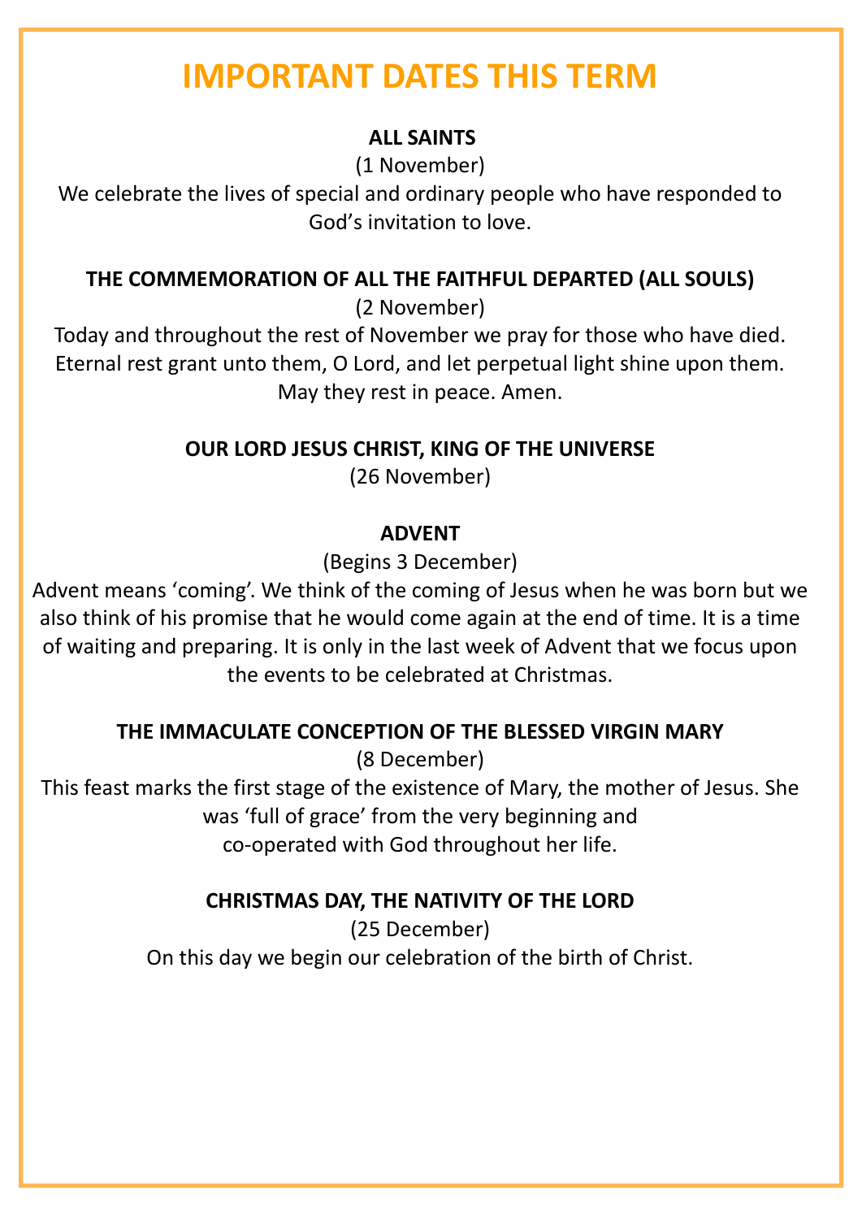# IMPORTANT DATES THIS TERM

**ALL SAINTS**

(1 November)

We celebrate the lives of special and ordinary people who have responded to God's invitation to love.

**THE COMMEMORATION OF ALL THE FAITHFUL DEPARTED (ALL SOULS)**

(2 November)

Today and throughout the rest of November we pray for those who have died. Eternal rest grant unto them, O Lord, and let perpetual light shine upon them. May they rest in peace. Amen.

**OUR LORD JESUS CHRIST, KING OF THE UNIVERSE**

(26 November)

**ADVENT**

(Begins 3 December)

Advent means 'coming'. We think of the coming of Jesus when he was born but we also think of his promise that he would come again at the end of time. It is a time of waiting and preparing. It is only in the last week of Advent that we focus upon the events to be celebrated at Christmas.

**THE IMMACULATE CONCEPTION OF THE BLESSED VIRGIN MARY**

(8 December)

This feast marks the first stage of the existence of Mary, the mother of Jesus. She was 'full of grace' from the very beginning and co-operated with God throughout her life.

**CHRISTMAS DAY, THE NATIVITY OF THE LORD**

(25 December)

On this day we begin our celebration of the birth of Christ.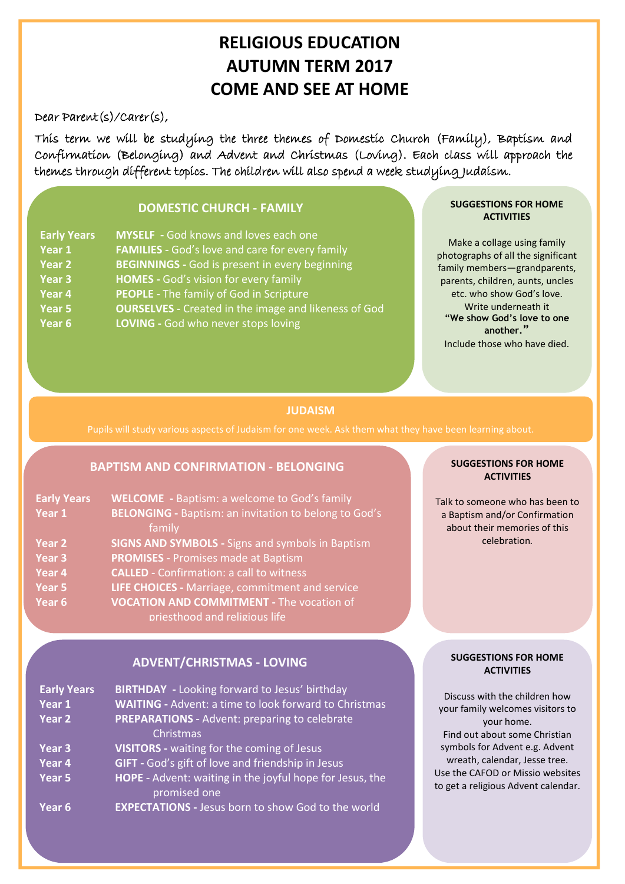# RELIGIOUS EDUCATION
# AUTUMN TERM 2017
# COME AND SEE AT HOME

Dear Parent(s)/Carer(s),

This term we will be studying the three themes of Domestic Church (Family), Baptism and Confirmation (Belonging) and Advent and Christmas (Loving). Each class will approach the themes through different topics. The children will also spend a week studying Judaism.

## DOMESTIC CHURCH - FAMILY

| | |
|---|---|
| **Early Years** | **MYSELF** - God knows and loves each one |
| **Year 1** | **FAMILIES** - God's love and care for every family |
| **Year 2** | **BEGINNINGS** - God is present in every beginning |
| **Year 3** | **HOMES** - God's vision for every family |
| **Year 4** | **PEOPLE** - The family of God in Scripture |
| **Year 5** | **OURSELVES** - Created in the image and likeness of God |
| **Year 6** | **LOVING** - God who never stops loving |

### SUGGESTIONS FOR HOME ACTIVITIES

Make a collage using family photographs of all the significant family members—grandparents, parents, children, aunts, uncles etc. who show God's love. Write underneath it **"We show God's love to one another."** Include those who have died.

## JUDAISM

Pupils will study various aspects of Judaism for one week. Ask them what they have been learning about.

## BAPTISM AND CONFIRMATION - BELONGING

| | |
|---|---|
| **Early Years** | **WELCOME** - Baptism: a welcome to God's family |
| **Year 1** | **BELONGING** - Baptism: an invitation to belong to God's family |
| **Year 2** | **SIGNS AND SYMBOLS** - Signs and symbols in Baptism |
| **Year 3** | **PROMISES** - Promises made at Baptism |
| **Year 4** | **CALLED** - Confirmation: a call to witness |
| **Year 5** | **LIFE CHOICES** - Marriage, commitment and service |
| **Year 6** | **VOCATION AND COMMITMENT** - The vocation of priesthood and religious life |

### SUGGESTIONS FOR HOME ACTIVITIES

Talk to someone who has been to a Baptism and/or Confirmation about their memories of this celebration.

## ADVENT/CHRISTMAS - LOVING

| | |
|---|---|
| **Early Years** | **BIRTHDAY** - Looking forward to Jesus' birthday |
| **Year 1** | **WAITING** - Advent: a time to look forward to Christmas |
| **Year 2** | **PREPARATIONS** - Advent: preparing to celebrate Christmas |
| **Year 3** | **VISITORS** - waiting for the coming of Jesus |
| **Year 4** | **GIFT** - God's gift of love and friendship in Jesus |
| **Year 5** | **HOPE** - Advent: waiting in the joyful hope for Jesus, the promised one |
| **Year 6** | **EXPECTATIONS** - Jesus born to show God to the world |

### SUGGESTIONS FOR HOME ACTIVITIES

Discuss with the children how your family welcomes visitors to your home.
Find out about some Christian symbols for Advent e.g. Advent wreath, calendar, Jesse tree.
Use the CAFOD or Missio websites to get a religious Advent calendar.